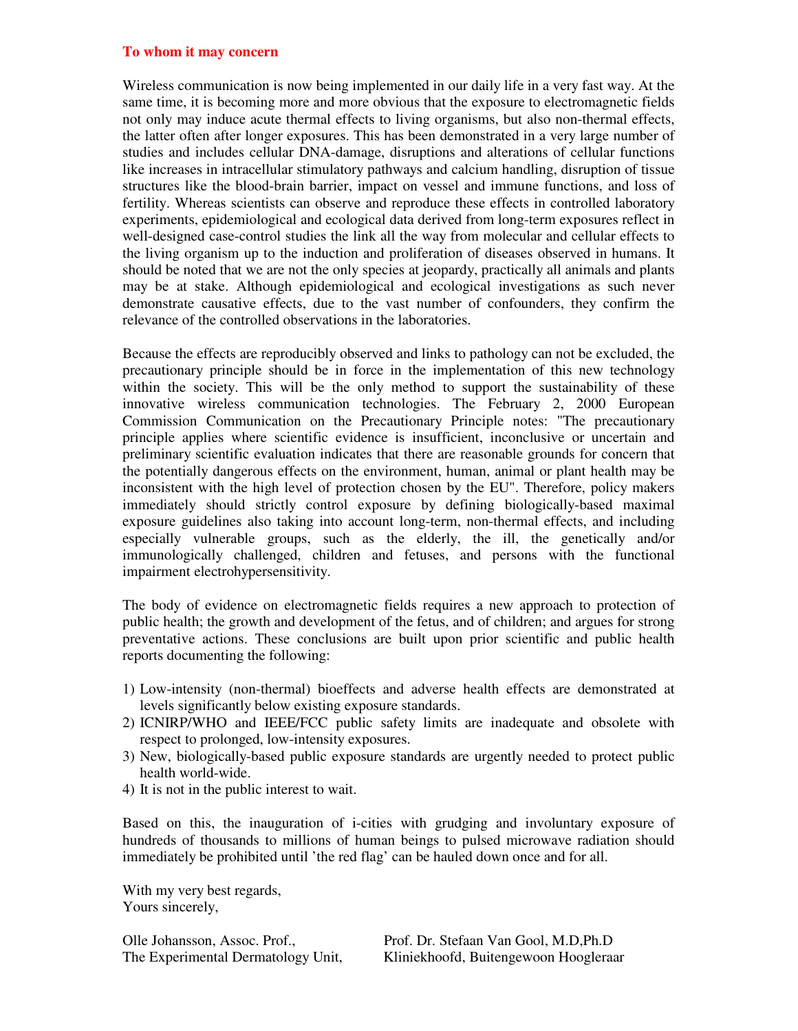**To whom it may concern**

Wireless communication is now being implemented in our daily life in a very fast way. At the same time, it is becoming more and more obvious that the exposure to electromagnetic fields not only may induce acute thermal effects to living organisms, but also non-thermal effects, the latter often after longer exposures. This has been demonstrated in a very large number of studies and includes cellular DNA-damage, disruptions and alterations of cellular functions like increases in intracellular stimulatory pathways and calcium handling, disruption of tissue structures like the blood-brain barrier, impact on vessel and immune functions, and loss of fertility. Whereas scientists can observe and reproduce these effects in controlled laboratory experiments, epidemiological and ecological data derived from long-term exposures reflect in well-designed case-control studies the link all the way from molecular and cellular effects to the living organism up to the induction and proliferation of diseases observed in humans. It should be noted that we are not the only species at jeopardy, practically all animals and plants may be at stake. Although epidemiological and ecological investigations as such never demonstrate causative effects, due to the vast number of confounders, they confirm the relevance of the controlled observations in the laboratories.

Because the effects are reproducibly observed and links to pathology can not be excluded, the precautionary principle should be in force in the implementation of this new technology within the society. This will be the only method to support the sustainability of these innovative wireless communication technologies. The February 2, 2000 European Commission Communication on the Precautionary Principle notes: "The precautionary principle applies where scientific evidence is insufficient, inconclusive or uncertain and preliminary scientific evaluation indicates that there are reasonable grounds for concern that the potentially dangerous effects on the environment, human, animal or plant health may be inconsistent with the high level of protection chosen by the EU". Therefore, policy makers immediately should strictly control exposure by defining biologically-based maximal exposure guidelines also taking into account long-term, non-thermal effects, and including especially vulnerable groups, such as the elderly, the ill, the genetically and/or immunologically challenged, children and fetuses, and persons with the functional impairment electrohypersensitivity.

The body of evidence on electromagnetic fields requires a new approach to protection of public health; the growth and development of the fetus, and of children; and argues for strong preventative actions. These conclusions are built upon prior scientific and public health reports documenting the following:

1) Low-intensity (non-thermal) bioeffects and adverse health effects are demonstrated at levels significantly below existing exposure standards.
2) ICNIRP/WHO and IEEE/FCC public safety limits are inadequate and obsolete with respect to prolonged, low-intensity exposures.
3) New, biologically-based public exposure standards are urgently needed to protect public health world-wide.
4) It is not in the public interest to wait.

Based on this, the inauguration of i-cities with grudging and involuntary exposure of hundreds of thousands to millions of human beings to pulsed microwave radiation should immediately be prohibited until 'the red flag' can be hauled down once and for all.

With my very best regards,
Yours sincerely,

Olle Johansson, Assoc. Prof.,
The Experimental Dermatology Unit,

Prof. Dr. Stefaan Van Gool, M.D,Ph.D
Kliniekhoofd, Buitengewoon Hoogleraar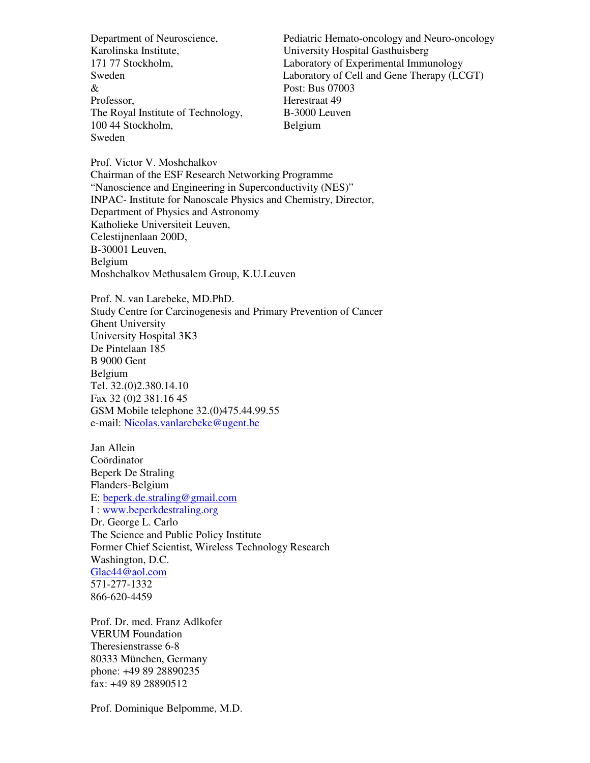Department of Neuroscience,
Karolinska Institute,
171 77 Stockholm,
Sweden
&
Professor,
The Royal Institute of Technology,
100 44 Stockholm,
Sweden

Pediatric Hemato-oncology and Neuro-oncology
University Hospital Gasthuisberg
Laboratory of Experimental Immunology
Laboratory of Cell and Gene Therapy (LCGT)
Post: Bus 07003
Herestraat 49
B-3000 Leuven
Belgium

Prof. Victor V. Moshchalkov
Chairman of the ESF Research Networking Programme
"Nanoscience and Engineering in Superconductivity (NES)"
INPAC- Institute for Nanoscale Physics and Chemistry, Director,
Department of Physics and Astronomy
Katholieke Universiteit Leuven,
Celestijnenlaan 200D,
B-30001 Leuven,
Belgium
Moshchalkov Methusalem Group, K.U.Leuven

Prof. N. van Larebeke, MD.PhD.
Study Centre for Carcinogenesis and Primary Prevention of Cancer
Ghent University
University Hospital 3K3
De Pintelaan 185
B 9000 Gent
Belgium
Tel. 32.(0)2.380.14.10
Fax 32 (0)2 381.16 45
GSM Mobile telephone 32.(0)475.44.99.55
e-mail: Nicolas.vanlarebeke@ugent.be

Jan Allein
Coördinator
Beperk De Straling
Flanders-Belgium
E: beperk.de.straling@gmail.com
I : www.beperkdestraling.org
Dr. George L. Carlo
The Science and Public Policy Institute
Former Chief Scientist, Wireless Technology Research
Washington, D.C.
Glac44@aol.com
571-277-1332
866-620-4459

Prof. Dr. med. Franz Adlkofer
VERUM Foundation
Theresienstrasse 6-8
80333 München, Germany
phone: +49 89 28890235
fax: +49 89 28890512

Prof. Dominique Belpomme, M.D.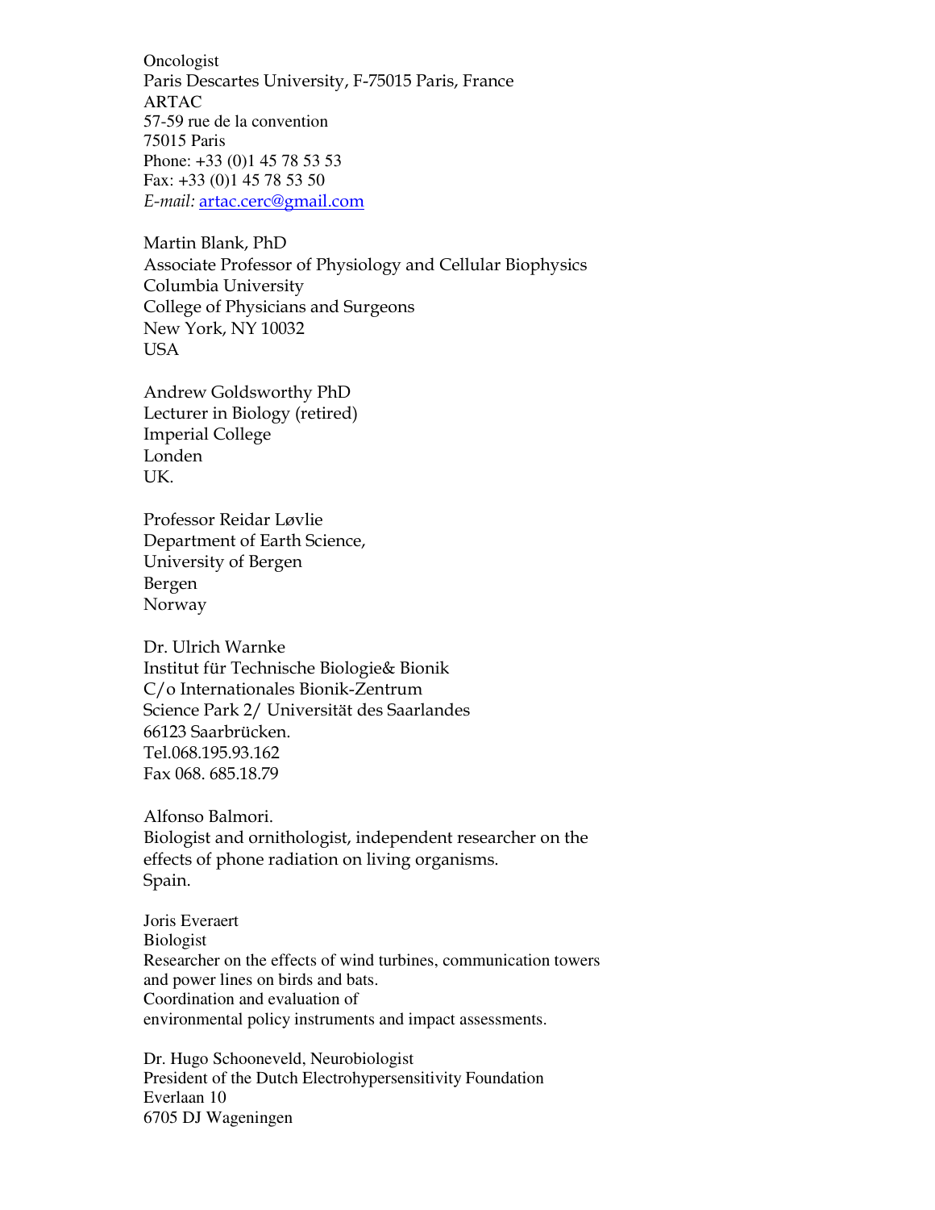Oncologist
Paris Descartes University, F-75015 Paris, France
ARTAC
57-59 rue de la convention
75015 Paris
Phone: +33 (0)1 45 78 53 53
Fax: +33 (0)1 45 78 53 50
*E-mail:* artac.cerc@gmail.com

Martin Blank, PhD
Associate Professor of Physiology and Cellular Biophysics
Columbia University
College of Physicians and Surgeons
New York, NY 10032
USA

Andrew Goldsworthy PhD
Lecturer in Biology (retired)
Imperial College
Londen
UK.

Professor Reidar Løvlie
Department of Earth Science,
University of Bergen
Bergen
Norway

Dr. Ulrich Warnke
Institut für Technische Biologie& Bionik
C/o Internationales Bionik-Zentrum
Science Park 2/ Universität des Saarlandes
66123 Saarbrücken.
Tel.068.195.93.162
Fax 068. 685.18.79

Alfonso Balmori.
Biologist and ornithologist, independent researcher on the effects of phone radiation on living organisms.
Spain.

Joris Everaert
Biologist
Researcher on the effects of wind turbines, communication towers and power lines on birds and bats.
Coordination and evaluation of
environmental policy instruments and impact assessments.

Dr. Hugo Schooneveld, Neurobiologist
President of the Dutch Electrohypersensitivity Foundation
Everlaan 10
6705 DJ Wageningen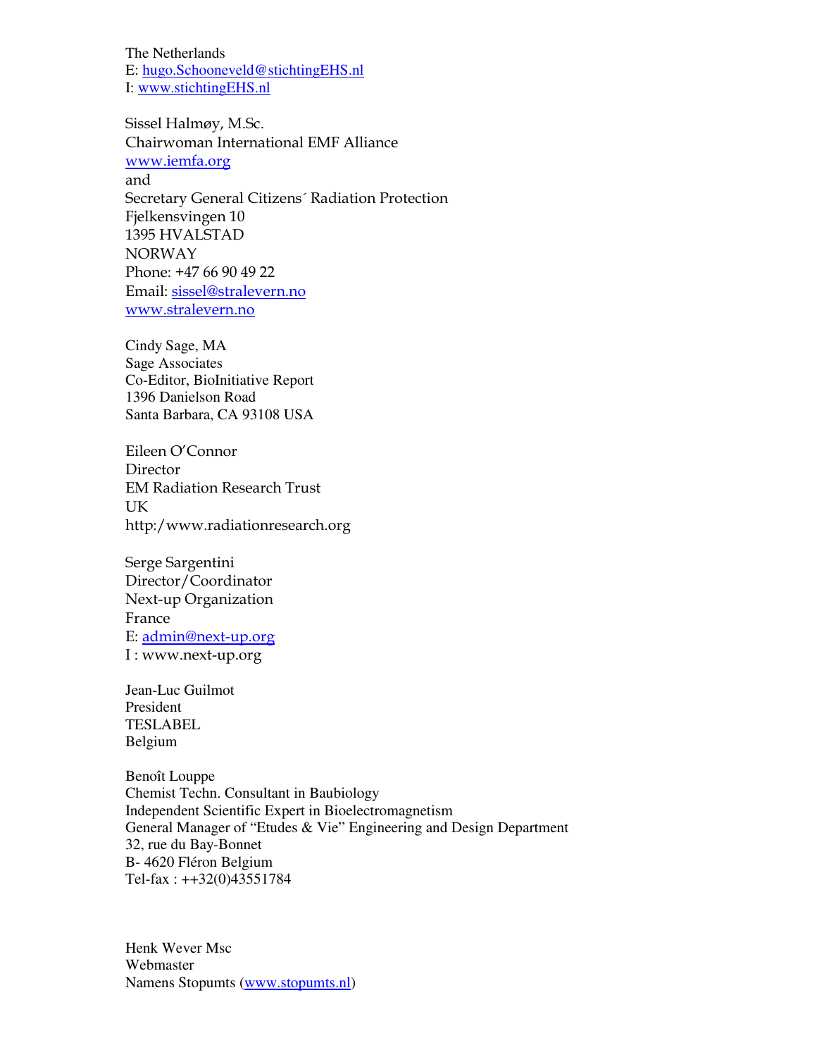The Netherlands
E: hugo.Schooneveld@stichtingEHS.nl
I: www.stichtingEHS.nl

Sissel Halmøy, M.Sc.
Chairwoman International EMF Alliance
www.iemfa.org
and
Secretary General Citizens´ Radiation Protection
Fjelkensvingen 10
1395 HVALSTAD
NORWAY
Phone: +47 66 90 49 22
Email: sissel@stralevern.no
www.stralevern.no

Cindy Sage, MA
Sage Associates
Co-Editor, BioInitiative Report
1396 Danielson Road
Santa Barbara, CA 93108 USA

Eileen O'Connor
Director
EM Radiation Research Trust
UK
http:/www.radiationresearch.org

Serge Sargentini
Director/Coordinator
Next-up Organization
France
E: admin@next-up.org
I : www.next-up.org

Jean-Luc Guilmot
President
TESLABEL
Belgium

Benoît Louppe
Chemist Techn. Consultant in Baubiology
Independent Scientific Expert in Bioelectromagnetism
General Manager of "Etudes & Vie" Engineering and Design Department
32, rue du Bay-Bonnet
B- 4620 Fléron Belgium
Tel-fax : ++32(0)43551784

Henk Wever Msc
Webmaster
Namens Stopumts (www.stopumts.nl)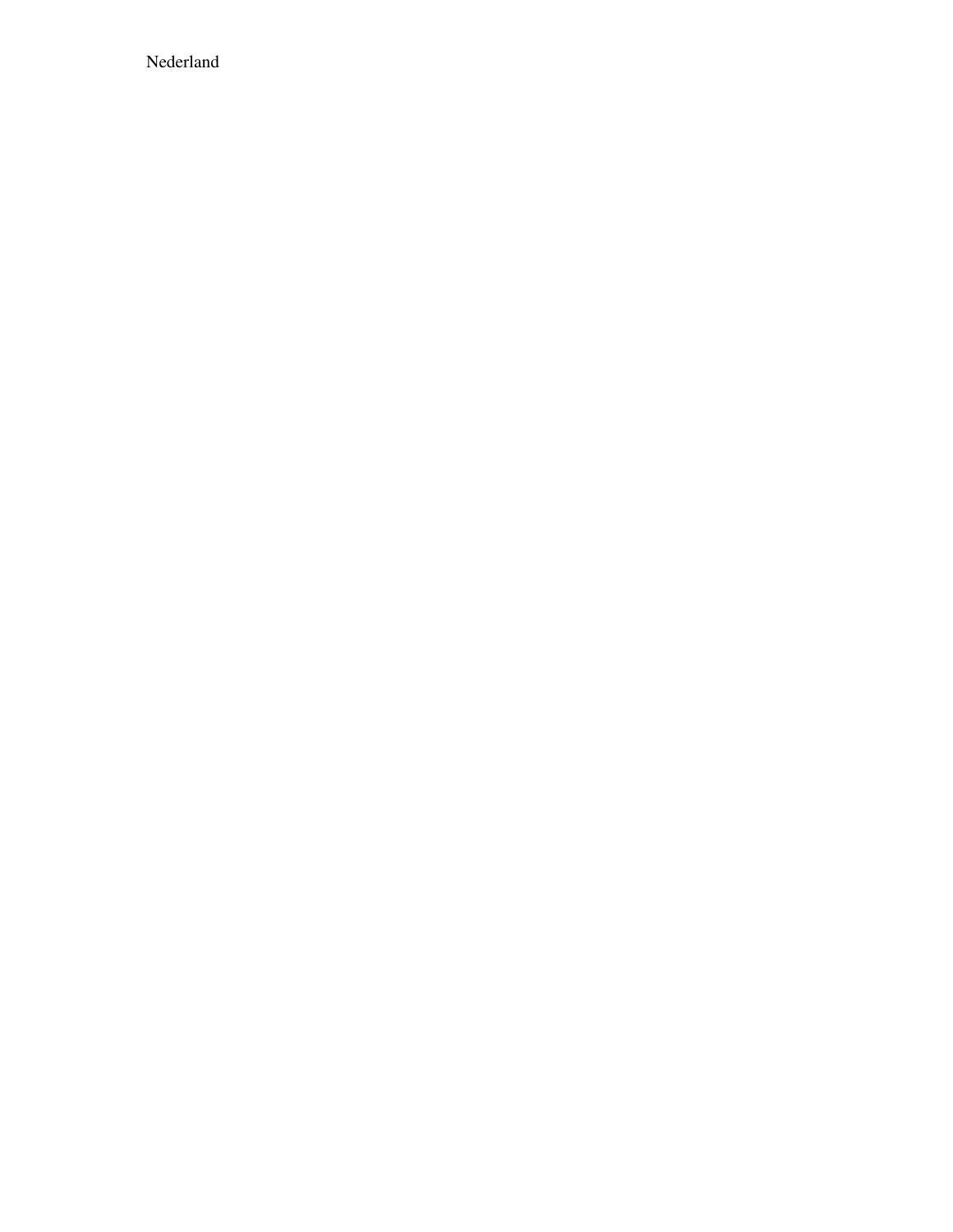Nederland